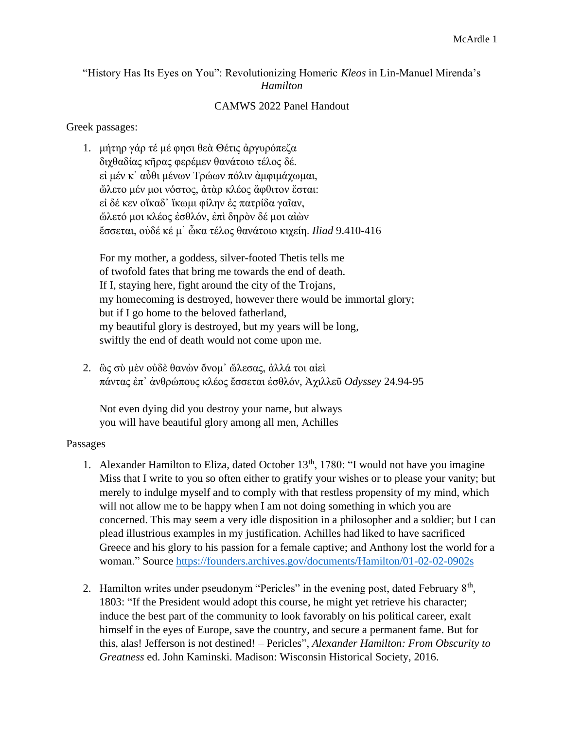“History Has Its Eyes on You”: Revolutionizing Homeric *Kleos* in Lin-Manuel Mirenda’s *Hamilton*

CAMWS 2022 Panel Handout

Greek passages:

1. μήτηρ γάρ τέ μέ φησι θεὰ Θέτις ἀργυρόπεζα  
   διχθαδίας κῆρας φερέμεν θανάτοιο τέλος δέ.  
   εἰ μέν κ᾽ αὖθι μένων Τρώων πόλιν ἀμφιμάχωμαι,  
   ὤλετο μέν μοι νόστος, ἀτὰρ κλέος ἄφθιτον ἔσται:  
   εἰ δέ κεν οἴκαδ᾽ ἵκωμι φίλην ἐς πατρίδα γαῖαν,  
   ὤλετό μοι κλέος ἐσθλόν, ἐπὶ δηρὸν δέ μοι αἰὼν  
   ἔσσεται, οὐδέ κέ μ᾽ ὦκα τέλος θανάτοιο κιχείη. *Iliad* 9.410-416

   For my mother, a goddess, silver-footed Thetis tells me  
   of twofold fates that bring me towards the end of death.  
   If I, staying here, fight around the city of the Trojans,  
   my homecoming is destroyed, however there would be immortal glory;  
   but if I go home to the beloved fatherland,  
   my beautiful glory is destroyed, but my years will be long,  
   swiftly the end of death would not come upon me.

2. ὣς σὺ μὲν οὐδὲ θανὼν ὄνομ᾽ ὤλεσας, ἀλλά τοι αἰεὶ  
   πάντας ἐπ᾽ ἀνθρώπους κλέος ἔσσεται ἐσθλόν, Ἀχιλλεῦ *Odyssey* 24.94-95

   Not even dying did you destroy your name, but always  
   you will have beautiful glory among all men, Achilles

Passages

1. Alexander Hamilton to Eliza, dated October 13th, 1780: “I would not have you imagine Miss that I write to you so often either to gratify your wishes or to please your vanity; but merely to indulge myself and to comply with that restless propensity of my mind, which will not allow me to be happy when I am not doing something in which you are concerned. This may seem a very idle disposition in a philosopher and a soldier; but I can plead illustrious examples in my justification. Achilles had liked to have sacrificed Greece and his glory to his passion for a female captive; and Anthony lost the world for a woman.” Source https://founders.archives.gov/documents/Hamilton/01-02-02-0902s

2. Hamilton writes under pseudonym “Pericles” in the evening post, dated February 8th, 1803: “If the President would adopt this course, he might yet retrieve his character; induce the best part of the community to look favorably on his political career, exalt himself in the eyes of Europe, save the country, and secure a permanent fame. But for this, alas! Jefferson is not destined! – Pericles”, *Alexander Hamilton: From Obscurity to Greatness* ed. John Kaminski. Madison: Wisconsin Historical Society, 2016.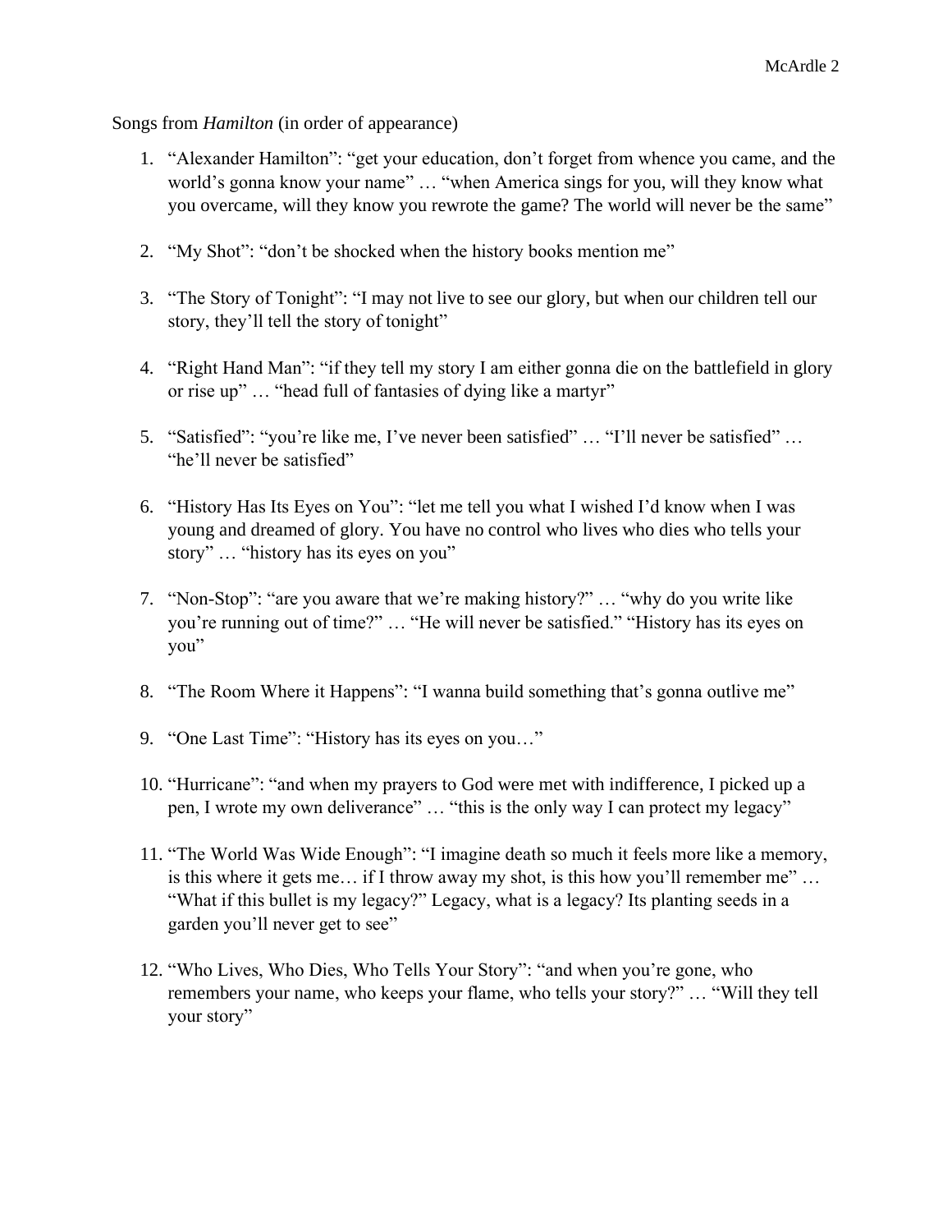Songs from *Hamilton* (in order of appearance)

1. "Alexander Hamilton": "get your education, don't forget from whence you came, and the world's gonna know your name" … "when America sings for you, will they know what you overcame, will they know you rewrote the game? The world will never be the same"

2. "My Shot": "don't be shocked when the history books mention me"

3. "The Story of Tonight": "I may not live to see our glory, but when our children tell our story, they'll tell the story of tonight"

4. "Right Hand Man": "if they tell my story I am either gonna die on the battlefield in glory or rise up" … "head full of fantasies of dying like a martyr"

5. "Satisfied": "you're like me, I've never been satisfied" … "I'll never be satisfied" … "he'll never be satisfied"

6. "History Has Its Eyes on You": "let me tell you what I wished I'd know when I was young and dreamed of glory. You have no control who lives who dies who tells your story" … "history has its eyes on you"

7. "Non-Stop": "are you aware that we're making history?" … "why do you write like you're running out of time?" … "He will never be satisfied." "History has its eyes on you"

8. "The Room Where it Happens": "I wanna build something that's gonna outlive me"

9. "One Last Time": "History has its eyes on you…"

10. "Hurricane": "and when my prayers to God were met with indifference, I picked up a pen, I wrote my own deliverance" … "this is the only way I can protect my legacy"

11. "The World Was Wide Enough": "I imagine death so much it feels more like a memory, is this where it gets me… if I throw away my shot, is this how you'll remember me" … "What if this bullet is my legacy?" Legacy, what is a legacy? Its planting seeds in a garden you'll never get to see"

12. "Who Lives, Who Dies, Who Tells Your Story": "and when you're gone, who remembers your name, who keeps your flame, who tells your story?" … "Will they tell your story"